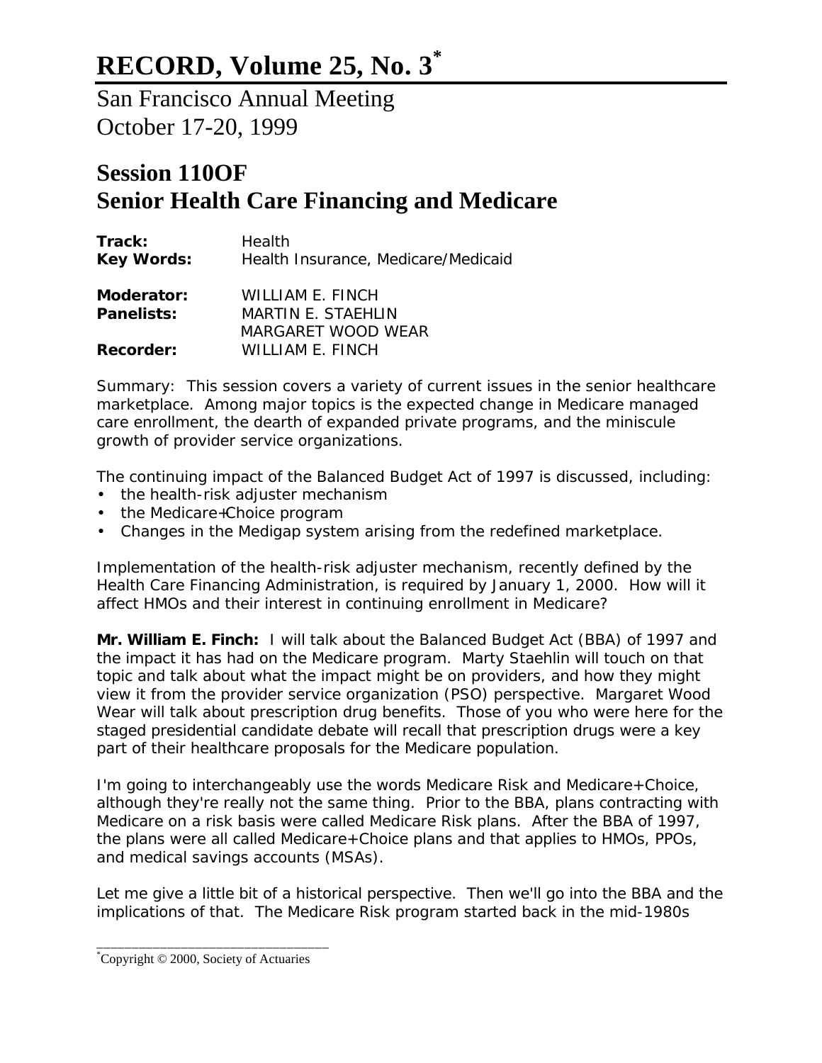# RECORD, Volume 25, No. 3*

San Francisco Annual Meeting
October 17-20, 1999

## Session 110OF
## Senior Health Care Financing and Medicare

**Track:** Health
**Key Words:** Health Insurance, Medicare/Medicaid

**Moderator:** WILLIAM E. FINCH
**Panelists:** MARTIN E. STAEHLIN
MARGARET WOOD WEAR
**Recorder:** WILLIAM E. FINCH

Summary: This session covers a variety of current issues in the senior healthcare marketplace. Among major topics is the expected change in Medicare managed care enrollment, the dearth of expanded private programs, and the miniscule growth of provider service organizations.

The continuing impact of the Balanced Budget Act of 1997 is discussed, including:

- the health-risk adjuster mechanism
- the Medicare+Choice program
- Changes in the Medigap system arising from the redefined marketplace.

Implementation of the health-risk adjuster mechanism, recently defined by the Health Care Financing Administration, is required by January 1, 2000. How will it affect HMOs and their interest in continuing enrollment in Medicare?

**Mr. William E. Finch:** I will talk about the Balanced Budget Act (BBA) of 1997 and the impact it has had on the Medicare program. Marty Staehlin will touch on that topic and talk about what the impact might be on providers, and how they might view it from the provider service organization (PSO) perspective. Margaret Wood Wear will talk about prescription drug benefits. Those of you who were here for the staged presidential candidate debate will recall that prescription drugs were a key part of their healthcare proposals for the Medicare population.

I'm going to interchangeably use the words Medicare Risk and Medicare+Choice, although they're really not the same thing. Prior to the BBA, plans contracting with Medicare on a risk basis were called Medicare Risk plans. After the BBA of 1997, the plans were all called Medicare+Choice plans and that applies to HMOs, PPOs, and medical savings accounts (MSAs).

Let me give a little bit of a historical perspective. Then we'll go into the BBA and the implications of that. The Medicare Risk program started back in the mid-1980s

*Copyright © 2000, Society of Actuaries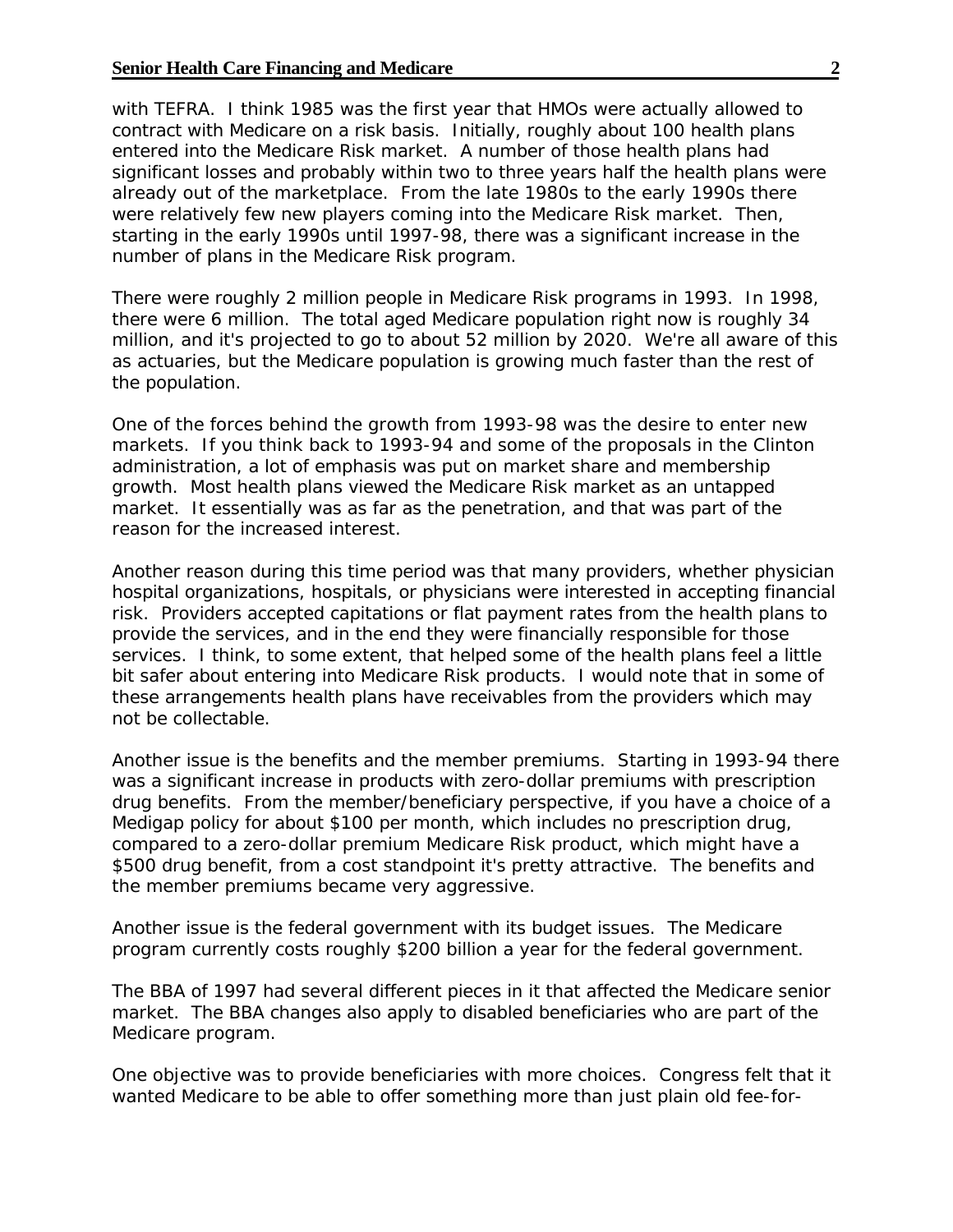with TEFRA. I think 1985 was the first year that HMOs were actually allowed to contract with Medicare on a risk basis. Initially, roughly about 100 health plans entered into the Medicare Risk market. A number of those health plans had significant losses and probably within two to three years half the health plans were already out of the marketplace. From the late 1980s to the early 1990s there were relatively few new players coming into the Medicare Risk market. Then, starting in the early 1990s until 1997-98, there was a significant increase in the number of plans in the Medicare Risk program.

There were roughly 2 million people in Medicare Risk programs in 1993. In 1998, there were 6 million. The total aged Medicare population right now is roughly 34 million, and it's projected to go to about 52 million by 2020. We're all aware of this as actuaries, but the Medicare population is growing much faster than the rest of the population.

One of the forces behind the growth from 1993-98 was the desire to enter new markets. If you think back to 1993-94 and some of the proposals in the Clinton administration, a lot of emphasis was put on market share and membership growth. Most health plans viewed the Medicare Risk market as an untapped market. It essentially was as far as the penetration, and that was part of the reason for the increased interest.

Another reason during this time period was that many providers, whether physician hospital organizations, hospitals, or physicians were interested in accepting financial risk. Providers accepted capitations or flat payment rates from the health plans to provide the services, and in the end they were financially responsible for those services. I think, to some extent, that helped some of the health plans feel a little bit safer about entering into Medicare Risk products. I would note that in some of these arrangements health plans have receivables from the providers which may not be collectable.

Another issue is the benefits and the member premiums. Starting in 1993-94 there was a significant increase in products with zero-dollar premiums with prescription drug benefits. From the member/beneficiary perspective, if you have a choice of a Medigap policy for about $100 per month, which includes no prescription drug, compared to a zero-dollar premium Medicare Risk product, which might have a $500 drug benefit, from a cost standpoint it's pretty attractive. The benefits and the member premiums became very aggressive.

Another issue is the federal government with its budget issues. The Medicare program currently costs roughly $200 billion a year for the federal government.

The BBA of 1997 had several different pieces in it that affected the Medicare senior market. The BBA changes also apply to disabled beneficiaries who are part of the Medicare program.

One objective was to provide beneficiaries with more choices. Congress felt that it wanted Medicare to be able to offer something more than just plain old fee-for-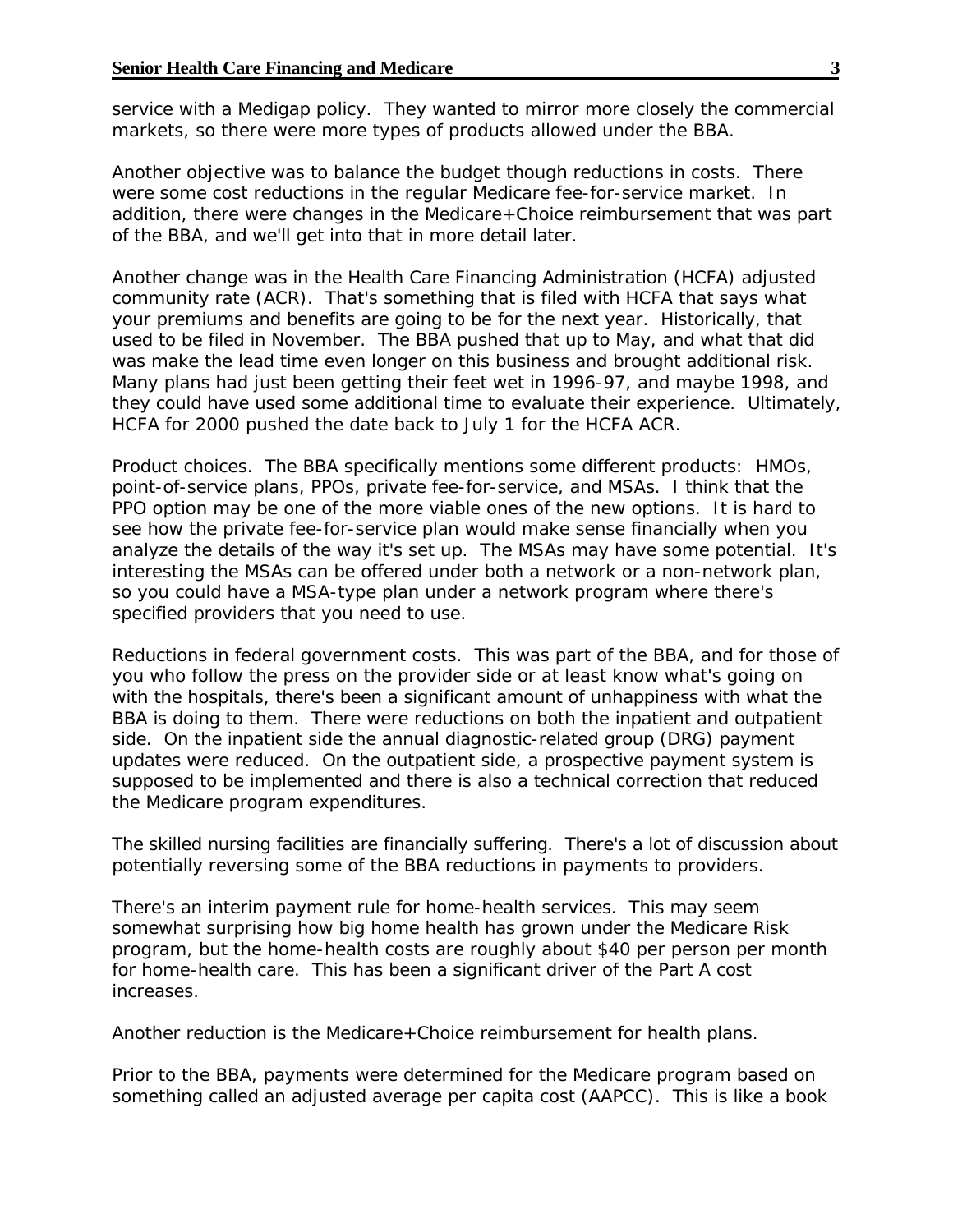service with a Medigap policy. They wanted to mirror more closely the commercial markets, so there were more types of products allowed under the BBA.

Another objective was to balance the budget though reductions in costs. There were some cost reductions in the regular Medicare fee-for-service market. In addition, there were changes in the Medicare+Choice reimbursement that was part of the BBA, and we'll get into that in more detail later.

Another change was in the Health Care Financing Administration (HCFA) adjusted community rate (ACR). That's something that is filed with HCFA that says what your premiums and benefits are going to be for the next year. Historically, that used to be filed in November. The BBA pushed that up to May, and what that did was make the lead time even longer on this business and brought additional risk. Many plans had just been getting their feet wet in 1996-97, and maybe 1998, and they could have used some additional time to evaluate their experience. Ultimately, HCFA for 2000 pushed the date back to July 1 for the HCFA ACR.

Product choices. The BBA specifically mentions some different products: HMOs, point-of-service plans, PPOs, private fee-for-service, and MSAs. I think that the PPO option may be one of the more viable ones of the new options. It is hard to see how the private fee-for-service plan would make sense financially when you analyze the details of the way it's set up. The MSAs may have some potential. It's interesting the MSAs can be offered under both a network or a non-network plan, so you could have a MSA-type plan under a network program where there's specified providers that you need to use.

Reductions in federal government costs. This was part of the BBA, and for those of you who follow the press on the provider side or at least know what's going on with the hospitals, there's been a significant amount of unhappiness with what the BBA is doing to them. There were reductions on both the inpatient and outpatient side. On the inpatient side the annual diagnostic-related group (DRG) payment updates were reduced. On the outpatient side, a prospective payment system is supposed to be implemented and there is also a technical correction that reduced the Medicare program expenditures.

The skilled nursing facilities are financially suffering. There's a lot of discussion about potentially reversing some of the BBA reductions in payments to providers.

There's an interim payment rule for home-health services. This may seem somewhat surprising how big home health has grown under the Medicare Risk program, but the home-health costs are roughly about $40 per person per month for home-health care. This has been a significant driver of the Part A cost increases.

Another reduction is the Medicare+Choice reimbursement for health plans.

Prior to the BBA, payments were determined for the Medicare program based on something called an adjusted average per capita cost (AAPCC). This is like a book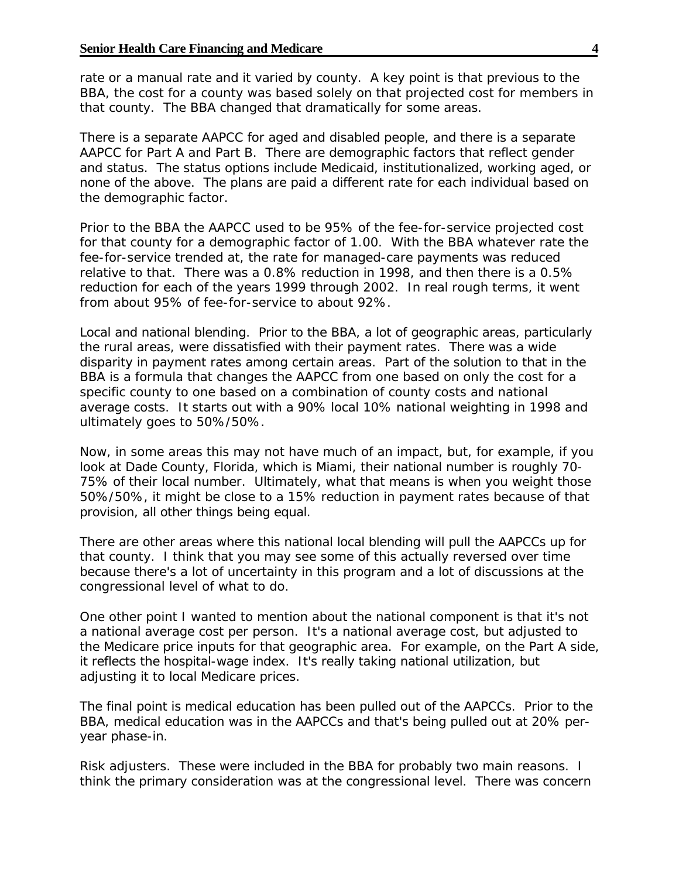rate or a manual rate and it varied by county. A key point is that previous to the BBA, the cost for a county was based solely on that projected cost for members in that county. The BBA changed that dramatically for some areas.

There is a separate AAPCC for aged and disabled people, and there is a separate AAPCC for Part A and Part B. There are demographic factors that reflect gender and status. The status options include Medicaid, institutionalized, working aged, or none of the above. The plans are paid a different rate for each individual based on the demographic factor.

Prior to the BBA the AAPCC used to be 95% of the fee-for-service projected cost for that county for a demographic factor of 1.00. With the BBA whatever rate the fee-for-service trended at, the rate for managed-care payments was reduced relative to that. There was a 0.8% reduction in 1998, and then there is a 0.5% reduction for each of the years 1999 through 2002. In real rough terms, it went from about 95% of fee-for-service to about 92%.

Local and national blending. Prior to the BBA, a lot of geographic areas, particularly the rural areas, were dissatisfied with their payment rates. There was a wide disparity in payment rates among certain areas. Part of the solution to that in the BBA is a formula that changes the AAPCC from one based on only the cost for a specific county to one based on a combination of county costs and national average costs. It starts out with a 90% local 10% national weighting in 1998 and ultimately goes to 50%/50%.

Now, in some areas this may not have much of an impact, but, for example, if you look at Dade County, Florida, which is Miami, their national number is roughly 70-75% of their local number. Ultimately, what that means is when you weight those 50%/50%, it might be close to a 15% reduction in payment rates because of that provision, all other things being equal.

There are other areas where this national local blending will pull the AAPCCs up for that county. I think that you may see some of this actually reversed over time because there's a lot of uncertainty in this program and a lot of discussions at the congressional level of what to do.

One other point I wanted to mention about the national component is that it's not a national average cost per person. It's a national average cost, but adjusted to the Medicare price inputs for that geographic area. For example, on the Part A side, it reflects the hospital-wage index. It's really taking national utilization, but adjusting it to local Medicare prices.

The final point is medical education has been pulled out of the AAPCCs. Prior to the BBA, medical education was in the AAPCCs and that's being pulled out at 20% per-year phase-in.

Risk adjusters. These were included in the BBA for probably two main reasons. I think the primary consideration was at the congressional level. There was concern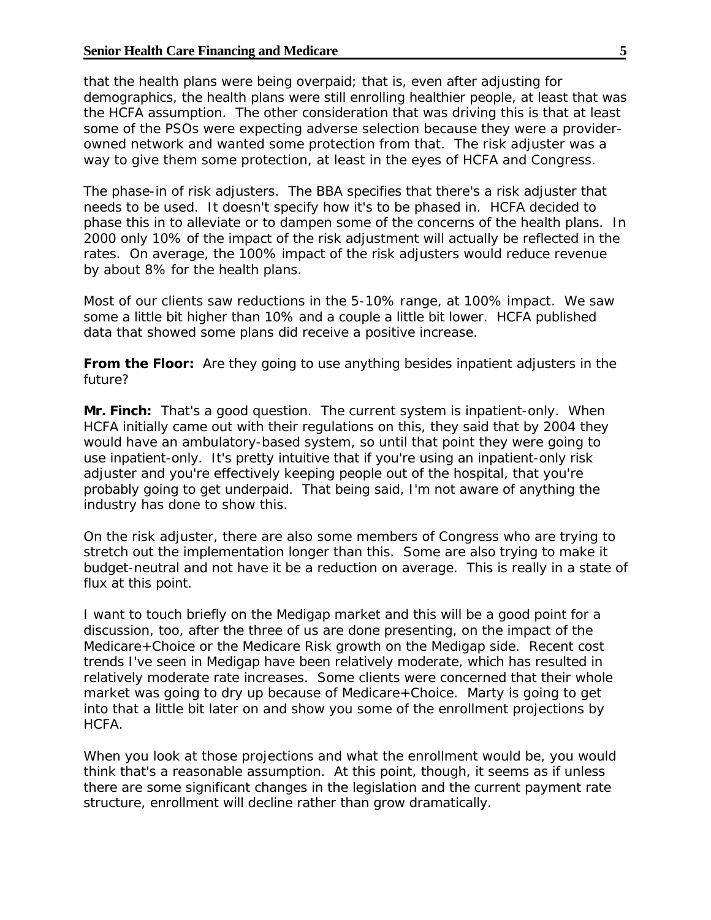that the health plans were being overpaid; that is, even after adjusting for demographics, the health plans were still enrolling healthier people, at least that was the HCFA assumption. The other consideration that was driving this is that at least some of the PSOs were expecting adverse selection because they were a provider-owned network and wanted some protection from that. The risk adjuster was a way to give them some protection, at least in the eyes of HCFA and Congress.

The phase-in of risk adjusters. The BBA specifies that there's a risk adjuster that needs to be used. It doesn't specify how it's to be phased in. HCFA decided to phase this in to alleviate or to dampen some of the concerns of the health plans. In 2000 only 10% of the impact of the risk adjustment will actually be reflected in the rates. On average, the 100% impact of the risk adjusters would reduce revenue by about 8% for the health plans.

Most of our clients saw reductions in the 5-10% range, at 100% impact. We saw some a little bit higher than 10% and a couple a little bit lower. HCFA published data that showed some plans did receive a positive increase.

**From the Floor:** Are they going to use anything besides inpatient adjusters in the future?

**Mr. Finch:** That's a good question. The current system is inpatient-only. When HCFA initially came out with their regulations on this, they said that by 2004 they would have an ambulatory-based system, so until that point they were going to use inpatient-only. It's pretty intuitive that if you're using an inpatient-only risk adjuster and you're effectively keeping people out of the hospital, that you're probably going to get underpaid. That being said, I'm not aware of anything the industry has done to show this.

On the risk adjuster, there are also some members of Congress who are trying to stretch out the implementation longer than this. Some are also trying to make it budget-neutral and not have it be a reduction on average. This is really in a state of flux at this point.

I want to touch briefly on the Medigap market and this will be a good point for a discussion, too, after the three of us are done presenting, on the impact of the Medicare+Choice or the Medicare Risk growth on the Medigap side. Recent cost trends I've seen in Medigap have been relatively moderate, which has resulted in relatively moderate rate increases. Some clients were concerned that their whole market was going to dry up because of Medicare+Choice. Marty is going to get into that a little bit later on and show you some of the enrollment projections by HCFA.

When you look at those projections and what the enrollment would be, you would think that's a reasonable assumption. At this point, though, it seems as if unless there are some significant changes in the legislation and the current payment rate structure, enrollment will decline rather than grow dramatically.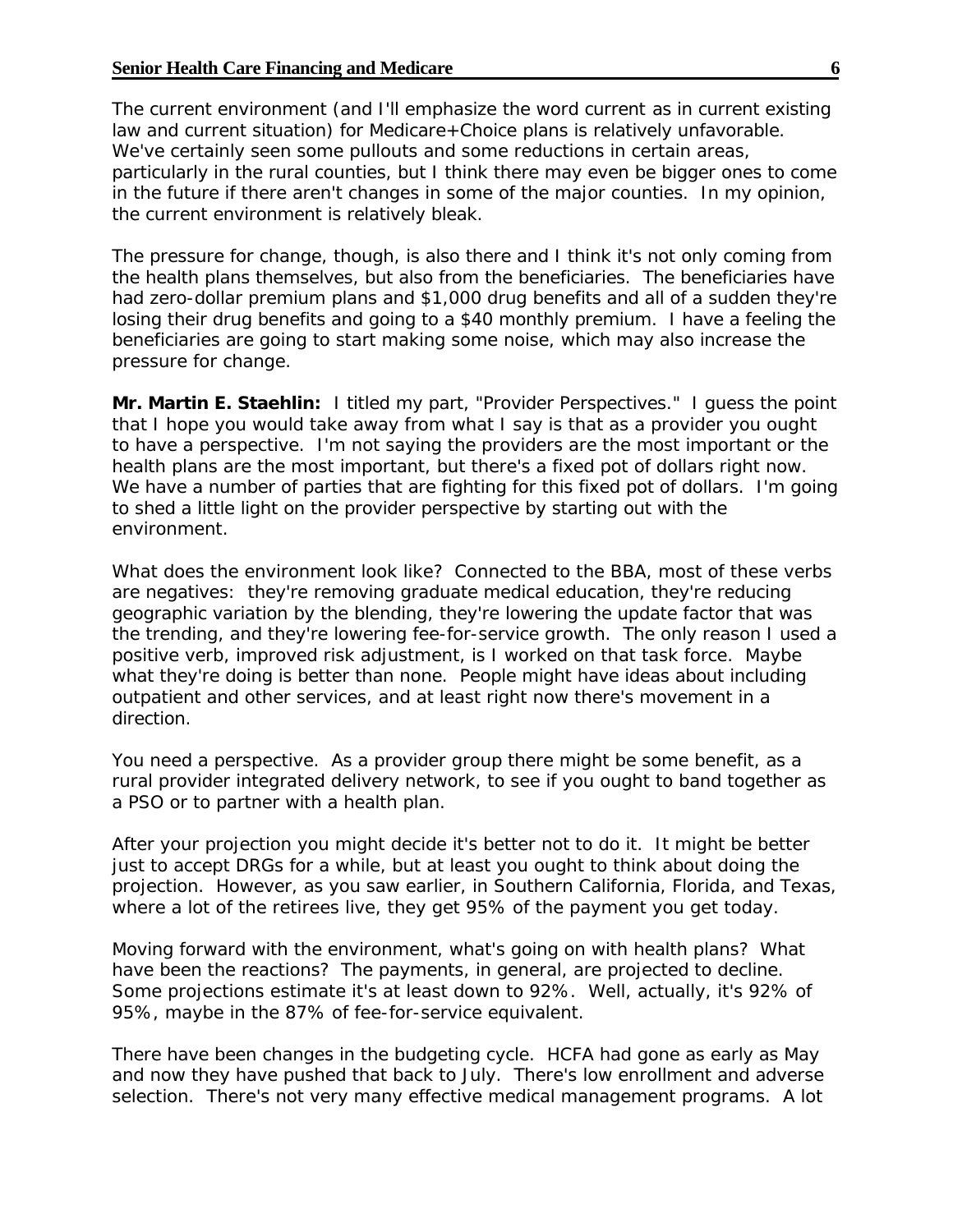The current environment (and I'll emphasize the word current as in current existing law and current situation) for Medicare+Choice plans is relatively unfavorable. We've certainly seen some pullouts and some reductions in certain areas, particularly in the rural counties, but I think there may even be bigger ones to come in the future if there aren't changes in some of the major counties. In my opinion, the current environment is relatively bleak.

The pressure for change, though, is also there and I think it's not only coming from the health plans themselves, but also from the beneficiaries. The beneficiaries have had zero-dollar premium plans and $1,000 drug benefits and all of a sudden they're losing their drug benefits and going to a $40 monthly premium. I have a feeling the beneficiaries are going to start making some noise, which may also increase the pressure for change.

**Mr. Martin E. Staehlin:** I titled my part, "Provider Perspectives." I guess the point that I hope you would take away from what I say is that as a provider you ought to have a perspective. I'm not saying the providers are the most important or the health plans are the most important, but there's a fixed pot of dollars right now. We have a number of parties that are fighting for this fixed pot of dollars. I'm going to shed a little light on the provider perspective by starting out with the environment.

What does the environment look like? Connected to the BBA, most of these verbs are negatives: they're removing graduate medical education, they're reducing geographic variation by the blending, they're lowering the update factor that was the trending, and they're lowering fee-for-service growth. The only reason I used a positive verb, improved risk adjustment, is I worked on that task force. Maybe what they're doing is better than none. People might have ideas about including outpatient and other services, and at least right now there's movement in a direction.

You need a perspective. As a provider group there might be some benefit, as a rural provider integrated delivery network, to see if you ought to band together as a PSO or to partner with a health plan.

After your projection you might decide it's better not to do it. It might be better just to accept DRGs for a while, but at least you ought to think about doing the projection. However, as you saw earlier, in Southern California, Florida, and Texas, where a lot of the retirees live, they get 95% of the payment you get today.

Moving forward with the environment, what's going on with health plans? What have been the reactions? The payments, in general, are projected to decline. Some projections estimate it's at least down to 92%. Well, actually, it's 92% of 95%, maybe in the 87% of fee-for-service equivalent.

There have been changes in the budgeting cycle. HCFA had gone as early as May and now they have pushed that back to July. There's low enrollment and adverse selection. There's not very many effective medical management programs. A lot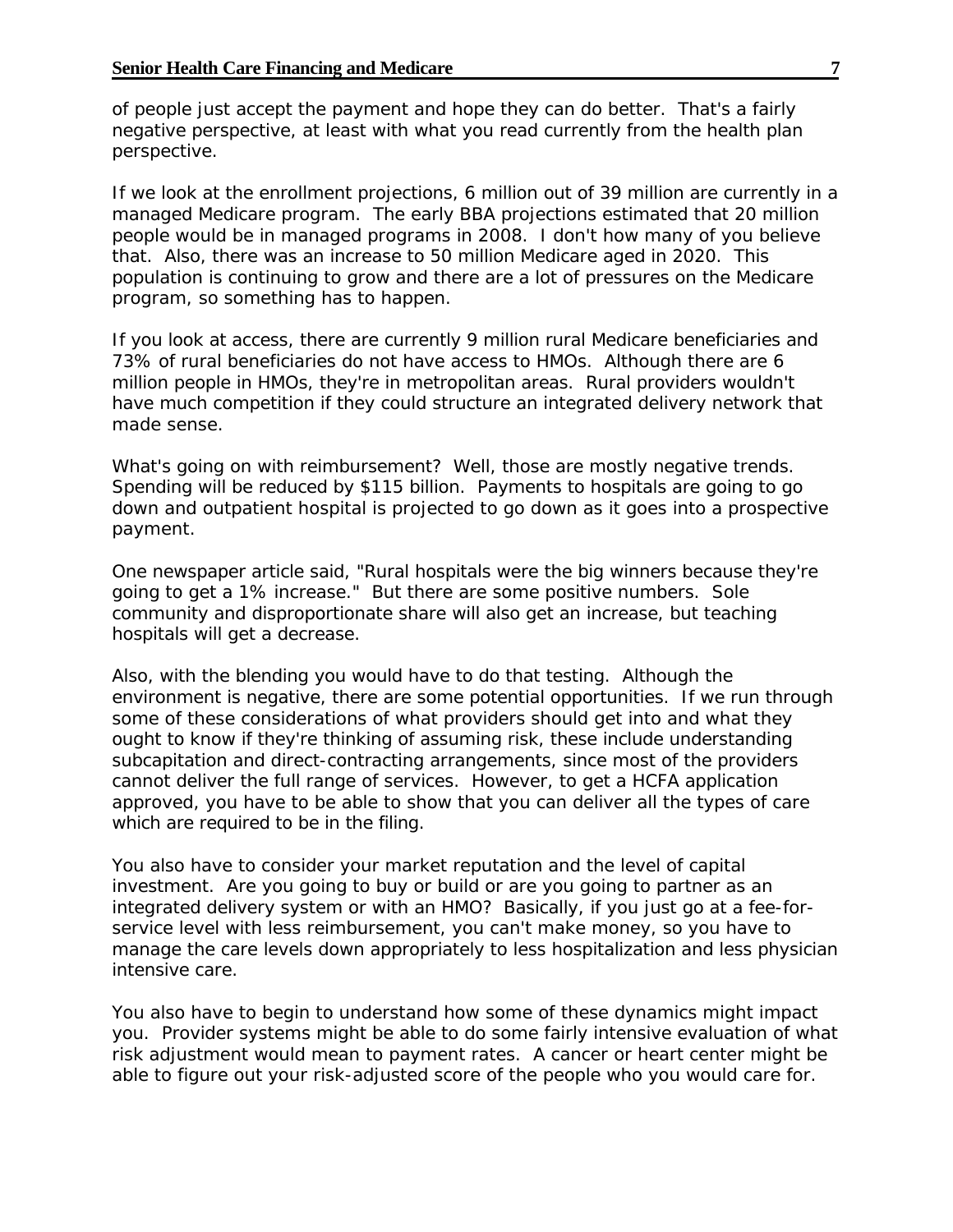of people just accept the payment and hope they can do better. That's a fairly negative perspective, at least with what you read currently from the health plan perspective.

If we look at the enrollment projections, 6 million out of 39 million are currently in a managed Medicare program. The early BBA projections estimated that 20 million people would be in managed programs in 2008. I don't how many of you believe that. Also, there was an increase to 50 million Medicare aged in 2020. This population is continuing to grow and there are a lot of pressures on the Medicare program, so something has to happen.

If you look at access, there are currently 9 million rural Medicare beneficiaries and 73% of rural beneficiaries do not have access to HMOs. Although there are 6 million people in HMOs, they're in metropolitan areas. Rural providers wouldn't have much competition if they could structure an integrated delivery network that made sense.

What's going on with reimbursement? Well, those are mostly negative trends. Spending will be reduced by $115 billion. Payments to hospitals are going to go down and outpatient hospital is projected to go down as it goes into a prospective payment.

One newspaper article said, "Rural hospitals were the big winners because they're going to get a 1% increase." But there are some positive numbers. Sole community and disproportionate share will also get an increase, but teaching hospitals will get a decrease.

Also, with the blending you would have to do that testing. Although the environment is negative, there are some potential opportunities. If we run through some of these considerations of what providers should get into and what they ought to know if they're thinking of assuming risk, these include understanding subcapitation and direct-contracting arrangements, since most of the providers cannot deliver the full range of services. However, to get a HCFA application approved, you have to be able to show that you can deliver all the types of care which are required to be in the filing.

You also have to consider your market reputation and the level of capital investment. Are you going to buy or build or are you going to partner as an integrated delivery system or with an HMO? Basically, if you just go at a fee-for-service level with less reimbursement, you can't make money, so you have to manage the care levels down appropriately to less hospitalization and less physician intensive care.

You also have to begin to understand how some of these dynamics might impact you. Provider systems might be able to do some fairly intensive evaluation of what risk adjustment would mean to payment rates. A cancer or heart center might be able to figure out your risk-adjusted score of the people who you would care for.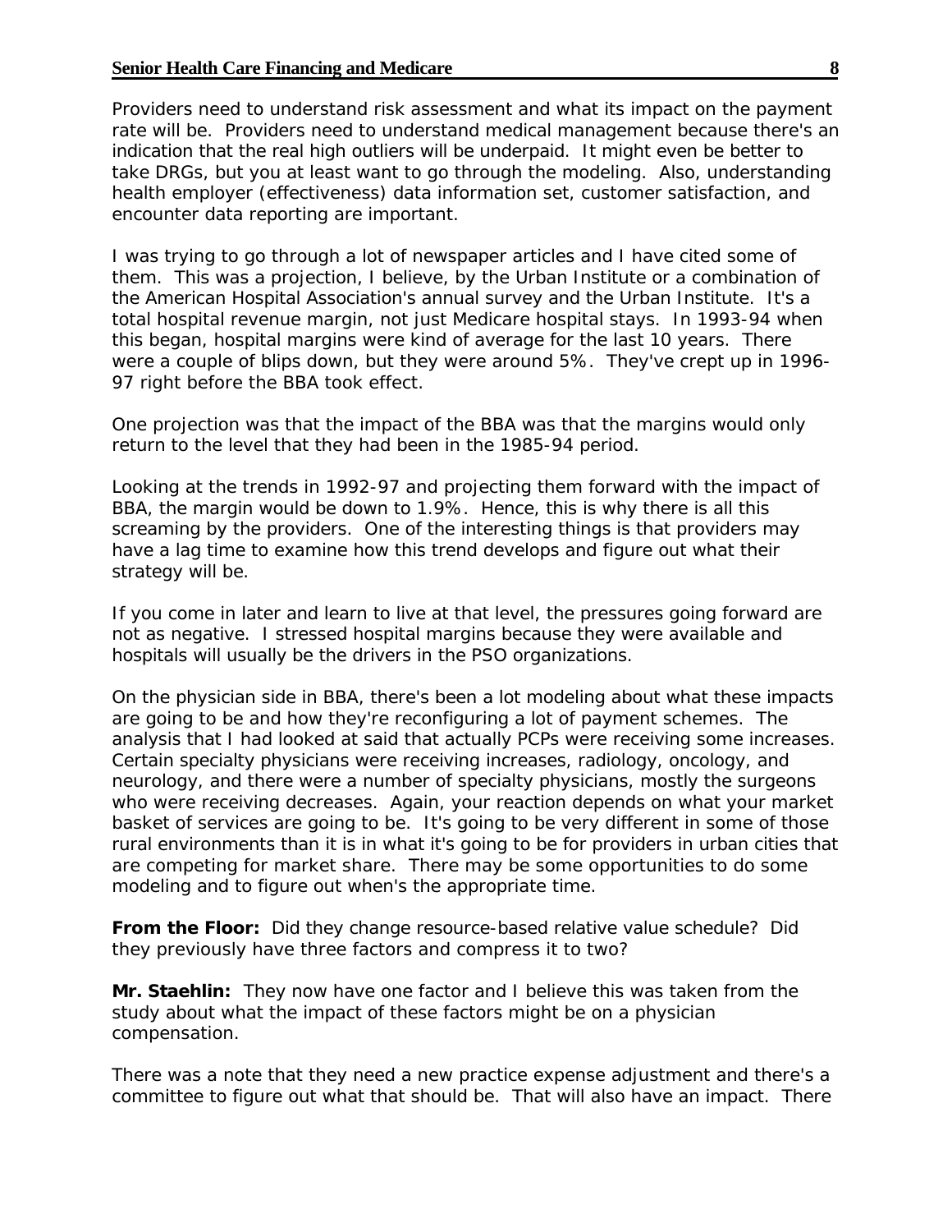Providers need to understand risk assessment and what its impact on the payment rate will be. Providers need to understand medical management because there's an indication that the real high outliers will be underpaid. It might even be better to take DRGs, but you at least want to go through the modeling. Also, understanding health employer (effectiveness) data information set, customer satisfaction, and encounter data reporting are important.

I was trying to go through a lot of newspaper articles and I have cited some of them. This was a projection, I believe, by the Urban Institute or a combination of the American Hospital Association's annual survey and the Urban Institute. It's a total hospital revenue margin, not just Medicare hospital stays. In 1993-94 when this began, hospital margins were kind of average for the last 10 years. There were a couple of blips down, but they were around 5%. They've crept up in 1996-97 right before the BBA took effect.

One projection was that the impact of the BBA was that the margins would only return to the level that they had been in the 1985-94 period.

Looking at the trends in 1992-97 and projecting them forward with the impact of BBA, the margin would be down to 1.9%. Hence, this is why there is all this screaming by the providers. One of the interesting things is that providers may have a lag time to examine how this trend develops and figure out what their strategy will be.

If you come in later and learn to live at that level, the pressures going forward are not as negative. I stressed hospital margins because they were available and hospitals will usually be the drivers in the PSO organizations.

On the physician side in BBA, there's been a lot modeling about what these impacts are going to be and how they're reconfiguring a lot of payment schemes. The analysis that I had looked at said that actually PCPs were receiving some increases. Certain specialty physicians were receiving increases, radiology, oncology, and neurology, and there were a number of specialty physicians, mostly the surgeons who were receiving decreases. Again, your reaction depends on what your market basket of services are going to be. It's going to be very different in some of those rural environments than it is in what it's going to be for providers in urban cities that are competing for market share. There may be some opportunities to do some modeling and to figure out when's the appropriate time.

**From the Floor:** Did they change resource-based relative value schedule? Did they previously have three factors and compress it to two?

**Mr. Staehlin:** They now have one factor and I believe this was taken from the study about what the impact of these factors might be on a physician compensation.

There was a note that they need a new practice expense adjustment and there's a committee to figure out what that should be. That will also have an impact. There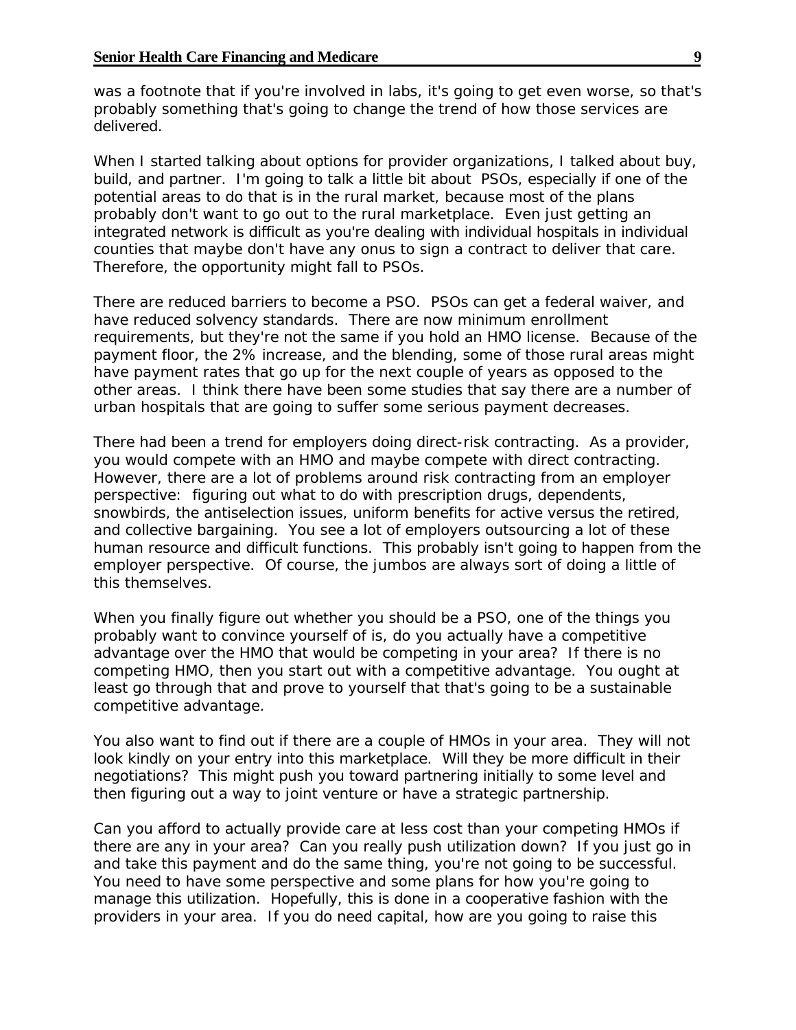was a footnote that if you're involved in labs, it's going to get even worse, so that's probably something that's going to change the trend of how those services are delivered.

When I started talking about options for provider organizations, I talked about buy, build, and partner. I'm going to talk a little bit about PSOs, especially if one of the potential areas to do that is in the rural market, because most of the plans probably don't want to go out to the rural marketplace. Even just getting an integrated network is difficult as you're dealing with individual hospitals in individual counties that maybe don't have any onus to sign a contract to deliver that care. Therefore, the opportunity might fall to PSOs.

There are reduced barriers to become a PSO. PSOs can get a federal waiver, and have reduced solvency standards. There are now minimum enrollment requirements, but they're not the same if you hold an HMO license. Because of the payment floor, the 2% increase, and the blending, some of those rural areas might have payment rates that go up for the next couple of years as opposed to the other areas. I think there have been some studies that say there are a number of urban hospitals that are going to suffer some serious payment decreases.

There had been a trend for employers doing direct-risk contracting. As a provider, you would compete with an HMO and maybe compete with direct contracting. However, there are a lot of problems around risk contracting from an employer perspective: figuring out what to do with prescription drugs, dependents, snowbirds, the antiselection issues, uniform benefits for active versus the retired, and collective bargaining. You see a lot of employers outsourcing a lot of these human resource and difficult functions. This probably isn't going to happen from the employer perspective. Of course, the jumbos are always sort of doing a little of this themselves.

When you finally figure out whether you should be a PSO, one of the things you probably want to convince yourself of is, do you actually have a competitive advantage over the HMO that would be competing in your area? If there is no competing HMO, then you start out with a competitive advantage. You ought at least go through that and prove to yourself that that's going to be a sustainable competitive advantage.

You also want to find out if there are a couple of HMOs in your area. They will not look kindly on your entry into this marketplace. Will they be more difficult in their negotiations? This might push you toward partnering initially to some level and then figuring out a way to joint venture or have a strategic partnership.

Can you afford to actually provide care at less cost than your competing HMOs if there are any in your area? Can you really push utilization down? If you just go in and take this payment and do the same thing, you're not going to be successful. You need to have some perspective and some plans for how you're going to manage this utilization. Hopefully, this is done in a cooperative fashion with the providers in your area. If you do need capital, how are you going to raise this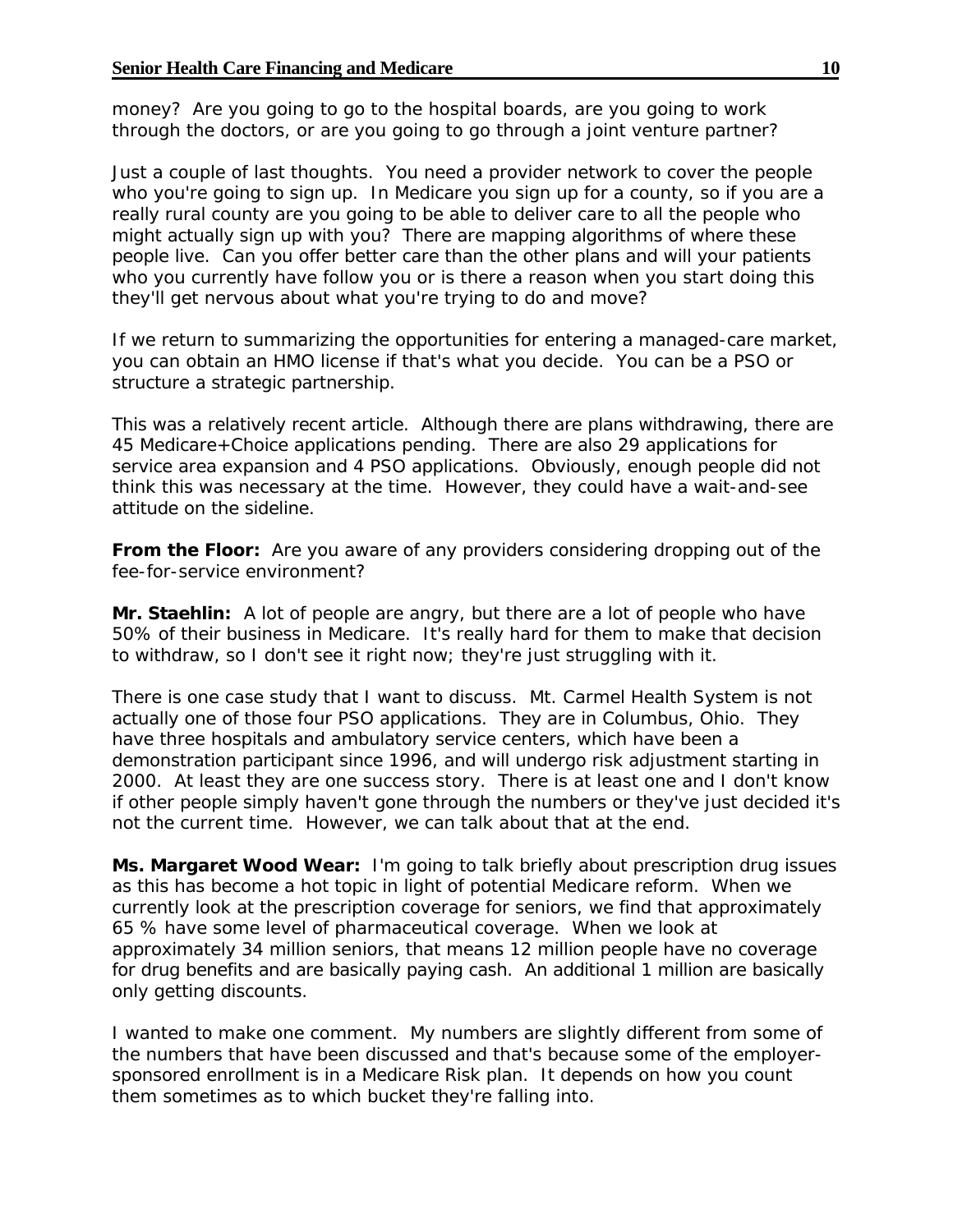money? Are you going to go to the hospital boards, are you going to work through the doctors, or are you going to go through a joint venture partner?

Just a couple of last thoughts. You need a provider network to cover the people who you're going to sign up. In Medicare you sign up for a county, so if you are a really rural county are you going to be able to deliver care to all the people who might actually sign up with you? There are mapping algorithms of where these people live. Can you offer better care than the other plans and will your patients who you currently have follow you or is there a reason when you start doing this they'll get nervous about what you're trying to do and move?

If we return to summarizing the opportunities for entering a managed-care market, you can obtain an HMO license if that's what you decide. You can be a PSO or structure a strategic partnership.

This was a relatively recent article. Although there are plans withdrawing, there are 45 Medicare+Choice applications pending. There are also 29 applications for service area expansion and 4 PSO applications. Obviously, enough people did not think this was necessary at the time. However, they could have a wait-and-see attitude on the sideline.

**From the Floor:** Are you aware of any providers considering dropping out of the fee-for-service environment?

**Mr. Staehlin:** A lot of people are angry, but there are a lot of people who have 50% of their business in Medicare. It's really hard for them to make that decision to withdraw, so I don't see it right now; they're just struggling with it.

There is one case study that I want to discuss. Mt. Carmel Health System is not actually one of those four PSO applications. They are in Columbus, Ohio. They have three hospitals and ambulatory service centers, which have been a demonstration participant since 1996, and will undergo risk adjustment starting in 2000. At least they are one success story. There is at least one and I don't know if other people simply haven't gone through the numbers or they've just decided it's not the current time. However, we can talk about that at the end.

**Ms. Margaret Wood Wear:** I'm going to talk briefly about prescription drug issues as this has become a hot topic in light of potential Medicare reform. When we currently look at the prescription coverage for seniors, we find that approximately 65 % have some level of pharmaceutical coverage. When we look at approximately 34 million seniors, that means 12 million people have no coverage for drug benefits and are basically paying cash. An additional 1 million are basically only getting discounts.

I wanted to make one comment. My numbers are slightly different from some of the numbers that have been discussed and that's because some of the employer-sponsored enrollment is in a Medicare Risk plan. It depends on how you count them sometimes as to which bucket they're falling into.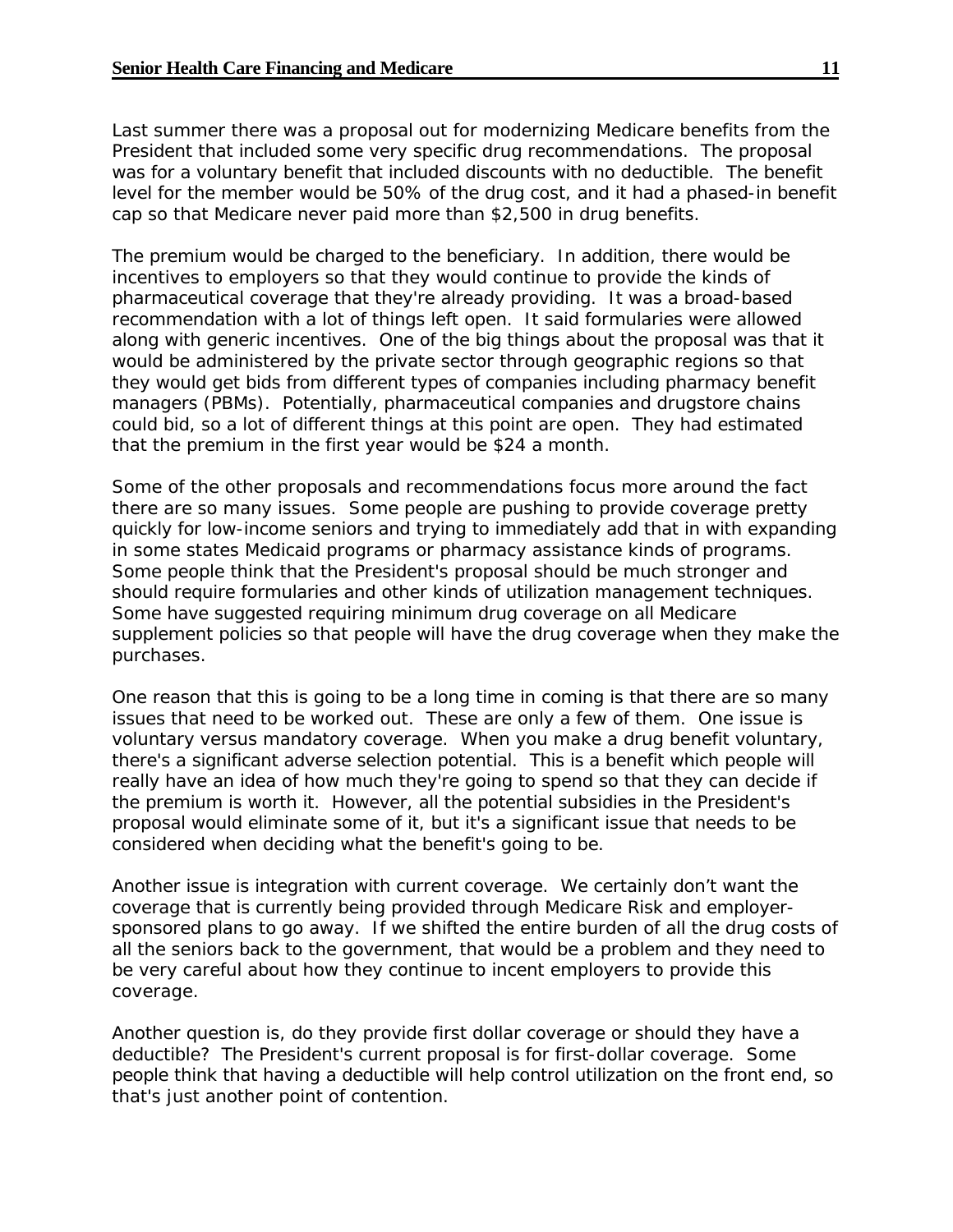Last summer there was a proposal out for modernizing Medicare benefits from the President that included some very specific drug recommendations. The proposal was for a voluntary benefit that included discounts with no deductible. The benefit level for the member would be 50% of the drug cost, and it had a phased-in benefit cap so that Medicare never paid more than $2,500 in drug benefits.

The premium would be charged to the beneficiary. In addition, there would be incentives to employers so that they would continue to provide the kinds of pharmaceutical coverage that they're already providing. It was a broad-based recommendation with a lot of things left open. It said formularies were allowed along with generic incentives. One of the big things about the proposal was that it would be administered by the private sector through geographic regions so that they would get bids from different types of companies including pharmacy benefit managers (PBMs). Potentially, pharmaceutical companies and drugstore chains could bid, so a lot of different things at this point are open. They had estimated that the premium in the first year would be $24 a month.

Some of the other proposals and recommendations focus more around the fact there are so many issues. Some people are pushing to provide coverage pretty quickly for low-income seniors and trying to immediately add that in with expanding in some states Medicaid programs or pharmacy assistance kinds of programs. Some people think that the President's proposal should be much stronger and should require formularies and other kinds of utilization management techniques. Some have suggested requiring minimum drug coverage on all Medicare supplement policies so that people will have the drug coverage when they make the purchases.

One reason that this is going to be a long time in coming is that there are so many issues that need to be worked out. These are only a few of them. One issue is voluntary versus mandatory coverage. When you make a drug benefit voluntary, there's a significant adverse selection potential. This is a benefit which people will really have an idea of how much they're going to spend so that they can decide if the premium is worth it. However, all the potential subsidies in the President's proposal would eliminate some of it, but it's a significant issue that needs to be considered when deciding what the benefit's going to be.

Another issue is integration with current coverage. We certainly don't want the coverage that is currently being provided through Medicare Risk and employer-sponsored plans to go away. If we shifted the entire burden of all the drug costs of all the seniors back to the government, that would be a problem and they need to be very careful about how they continue to incent employers to provide this coverage.

Another question is, do they provide first dollar coverage or should they have a deductible? The President's current proposal is for first-dollar coverage. Some people think that having a deductible will help control utilization on the front end, so that's just another point of contention.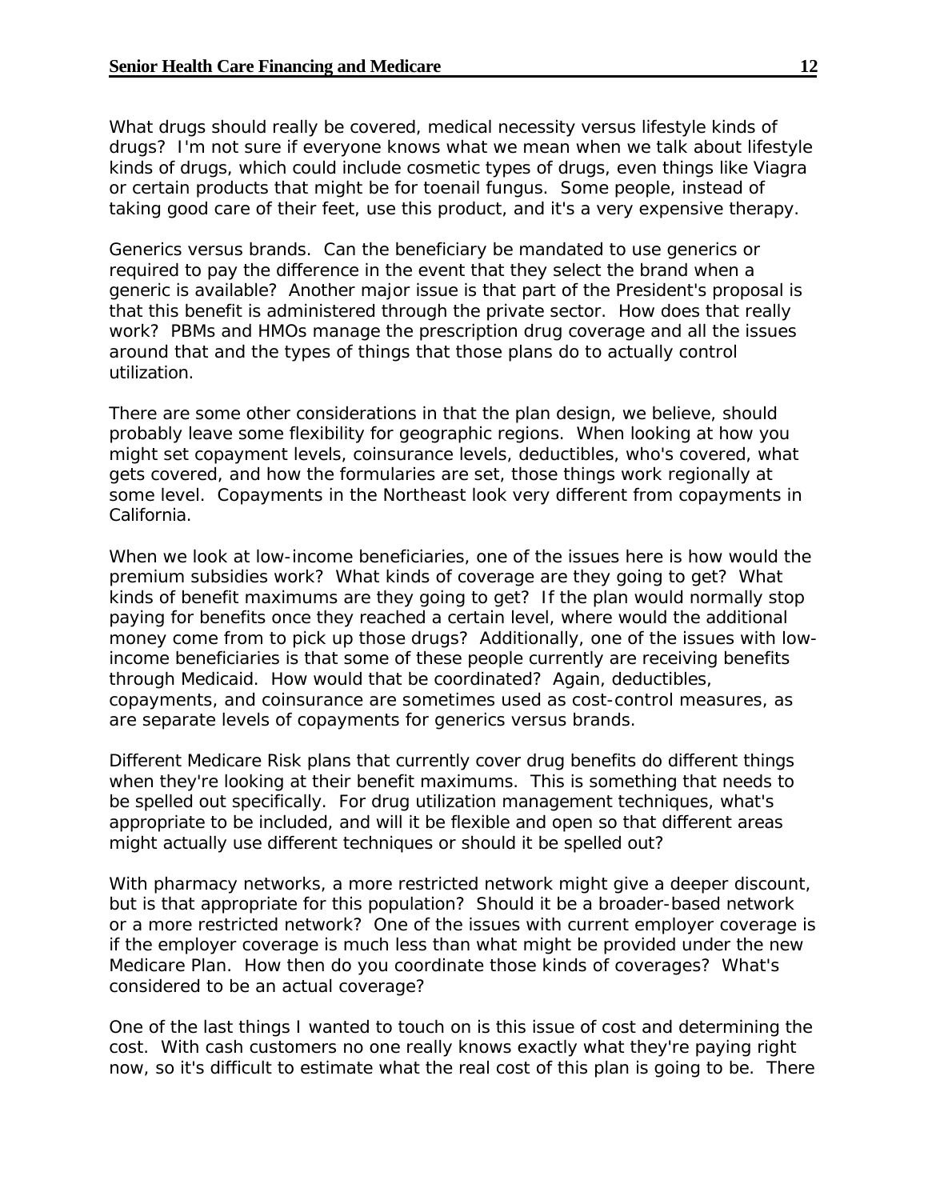What drugs should really be covered, medical necessity versus lifestyle kinds of drugs? I'm not sure if everyone knows what we mean when we talk about lifestyle kinds of drugs, which could include cosmetic types of drugs, even things like Viagra or certain products that might be for toenail fungus. Some people, instead of taking good care of their feet, use this product, and it's a very expensive therapy.

Generics versus brands. Can the beneficiary be mandated to use generics or required to pay the difference in the event that they select the brand when a generic is available? Another major issue is that part of the President's proposal is that this benefit is administered through the private sector. How does that really work? PBMs and HMOs manage the prescription drug coverage and all the issues around that and the types of things that those plans do to actually control utilization.

There are some other considerations in that the plan design, we believe, should probably leave some flexibility for geographic regions. When looking at how you might set copayment levels, coinsurance levels, deductibles, who's covered, what gets covered, and how the formularies are set, those things work regionally at some level. Copayments in the Northeast look very different from copayments in California.

When we look at low-income beneficiaries, one of the issues here is how would the premium subsidies work? What kinds of coverage are they going to get? What kinds of benefit maximums are they going to get? If the plan would normally stop paying for benefits once they reached a certain level, where would the additional money come from to pick up those drugs? Additionally, one of the issues with low-income beneficiaries is that some of these people currently are receiving benefits through Medicaid. How would that be coordinated? Again, deductibles, copayments, and coinsurance are sometimes used as cost-control measures, as are separate levels of copayments for generics versus brands.

Different Medicare Risk plans that currently cover drug benefits do different things when they're looking at their benefit maximums. This is something that needs to be spelled out specifically. For drug utilization management techniques, what's appropriate to be included, and will it be flexible and open so that different areas might actually use different techniques or should it be spelled out?

With pharmacy networks, a more restricted network might give a deeper discount, but is that appropriate for this population? Should it be a broader-based network or a more restricted network? One of the issues with current employer coverage is if the employer coverage is much less than what might be provided under the new Medicare Plan. How then do you coordinate those kinds of coverages? What's considered to be an actual coverage?

One of the last things I wanted to touch on is this issue of cost and determining the cost. With cash customers no one really knows exactly what they're paying right now, so it's difficult to estimate what the real cost of this plan is going to be. There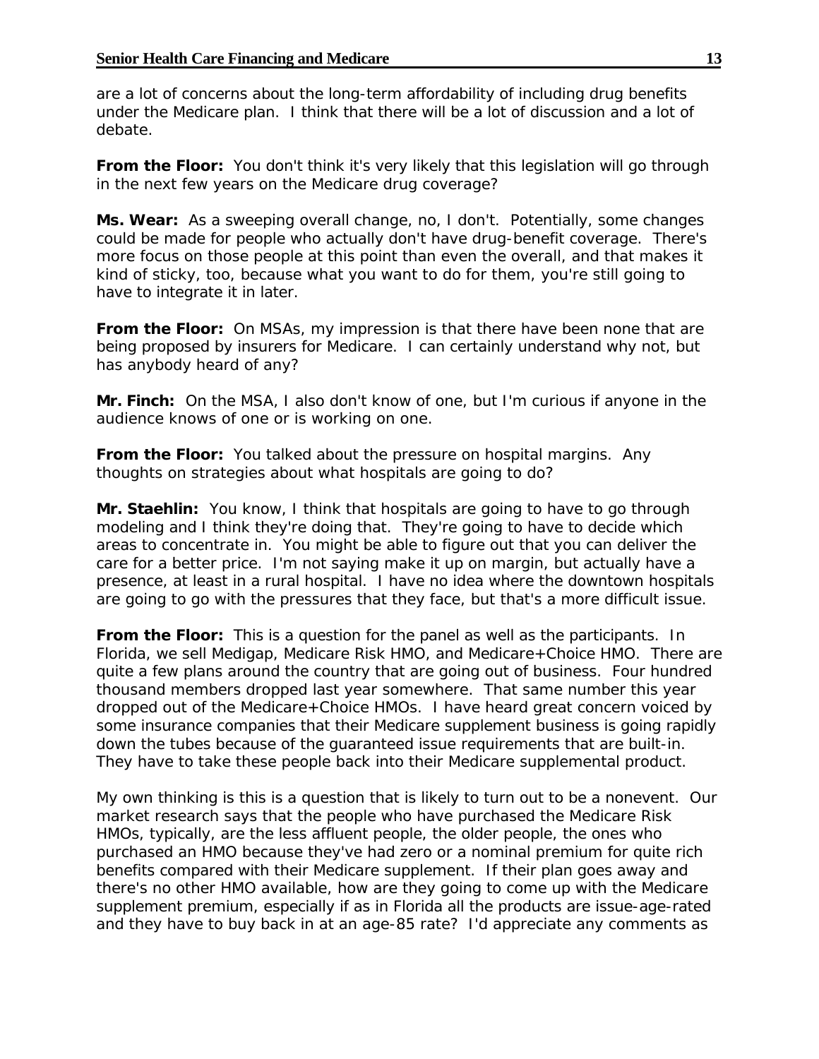are a lot of concerns about the long-term affordability of including drug benefits under the Medicare plan. I think that there will be a lot of discussion and a lot of debate.

**From the Floor:** You don't think it's very likely that this legislation will go through in the next few years on the Medicare drug coverage?

**Ms. Wear:** As a sweeping overall change, no, I don't. Potentially, some changes could be made for people who actually don't have drug-benefit coverage. There's more focus on those people at this point than even the overall, and that makes it kind of sticky, too, because what you want to do for them, you're still going to have to integrate it in later.

**From the Floor:** On MSAs, my impression is that there have been none that are being proposed by insurers for Medicare. I can certainly understand why not, but has anybody heard of any?

**Mr. Finch:** On the MSA, I also don't know of one, but I'm curious if anyone in the audience knows of one or is working on one.

**From the Floor:** You talked about the pressure on hospital margins. Any thoughts on strategies about what hospitals are going to do?

**Mr. Staehlin:** You know, I think that hospitals are going to have to go through modeling and I think they're doing that. They're going to have to decide which areas to concentrate in. You might be able to figure out that you can deliver the care for a better price. I'm not saying make it up on margin, but actually have a presence, at least in a rural hospital. I have no idea where the downtown hospitals are going to go with the pressures that they face, but that's a more difficult issue.

**From the Floor:** This is a question for the panel as well as the participants. In Florida, we sell Medigap, Medicare Risk HMO, and Medicare+Choice HMO. There are quite a few plans around the country that are going out of business. Four hundred thousand members dropped last year somewhere. That same number this year dropped out of the Medicare+Choice HMOs. I have heard great concern voiced by some insurance companies that their Medicare supplement business is going rapidly down the tubes because of the guaranteed issue requirements that are built-in. They have to take these people back into their Medicare supplemental product.

My own thinking is this is a question that is likely to turn out to be a nonevent. Our market research says that the people who have purchased the Medicare Risk HMOs, typically, are the less affluent people, the older people, the ones who purchased an HMO because they've had zero or a nominal premium for quite rich benefits compared with their Medicare supplement. If their plan goes away and there's no other HMO available, how are they going to come up with the Medicare supplement premium, especially if as in Florida all the products are issue-age-rated and they have to buy back in at an age-85 rate? I'd appreciate any comments as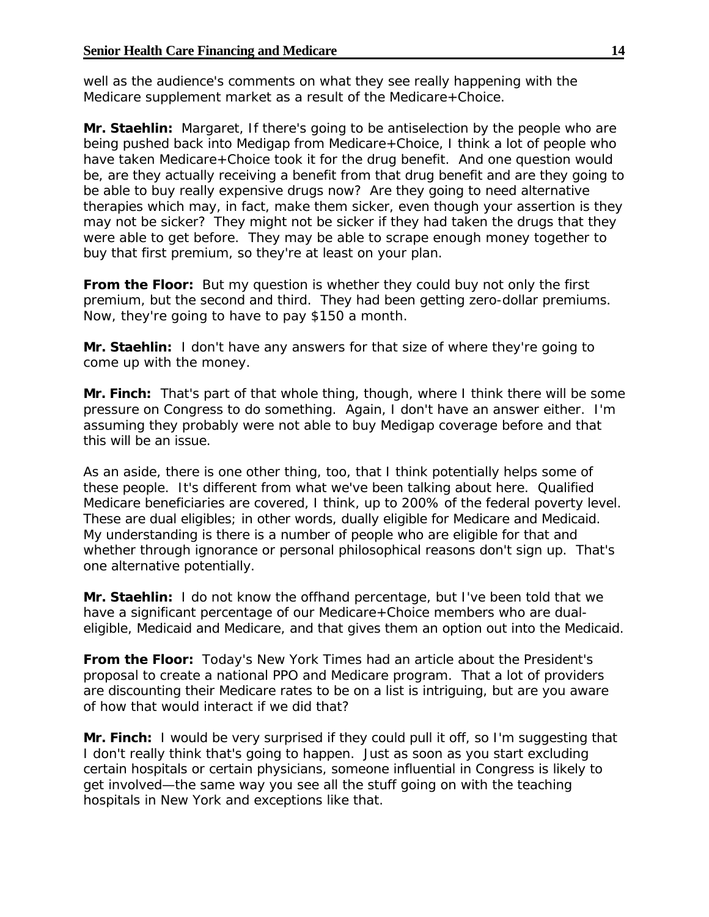well as the audience's comments on what they see really happening with the Medicare supplement market as a result of the Medicare+Choice.

**Mr. Staehlin:** Margaret, If there's going to be antiselection by the people who are being pushed back into Medigap from Medicare+Choice, I think a lot of people who have taken Medicare+Choice took it for the drug benefit. And one question would be, are they actually receiving a benefit from that drug benefit and are they going to be able to buy really expensive drugs now? Are they going to need alternative therapies which may, in fact, make them sicker, even though your assertion is they may not be sicker? They might not be sicker if they had taken the drugs that they were able to get before. They may be able to scrape enough money together to buy that first premium, so they're at least on your plan.

**From the Floor:** But my question is whether they could buy not only the first premium, but the second and third. They had been getting zero-dollar premiums. Now, they're going to have to pay $150 a month.

**Mr. Staehlin:** I don't have any answers for that size of where they're going to come up with the money.

**Mr. Finch:** That's part of that whole thing, though, where I think there will be some pressure on Congress to do something. Again, I don't have an answer either. I'm assuming they probably were not able to buy Medigap coverage before and that this will be an issue.

As an aside, there is one other thing, too, that I think potentially helps some of these people. It's different from what we've been talking about here. Qualified Medicare beneficiaries are covered, I think, up to 200% of the federal poverty level. These are dual eligibles; in other words, dually eligible for Medicare and Medicaid. My understanding is there is a number of people who are eligible for that and whether through ignorance or personal philosophical reasons don't sign up. That's one alternative potentially.

**Mr. Staehlin:** I do not know the offhand percentage, but I've been told that we have a significant percentage of our Medicare+Choice members who are dual-eligible, Medicaid and Medicare, and that gives them an option out into the Medicaid.

**From the Floor:** Today's New York Times had an article about the President's proposal to create a national PPO and Medicare program. That a lot of providers are discounting their Medicare rates to be on a list is intriguing, but are you aware of how that would interact if we did that?

**Mr. Finch:** I would be very surprised if they could pull it off, so I'm suggesting that I don't really think that's going to happen. Just as soon as you start excluding certain hospitals or certain physicians, someone influential in Congress is likely to get involved—the same way you see all the stuff going on with the teaching hospitals in New York and exceptions like that.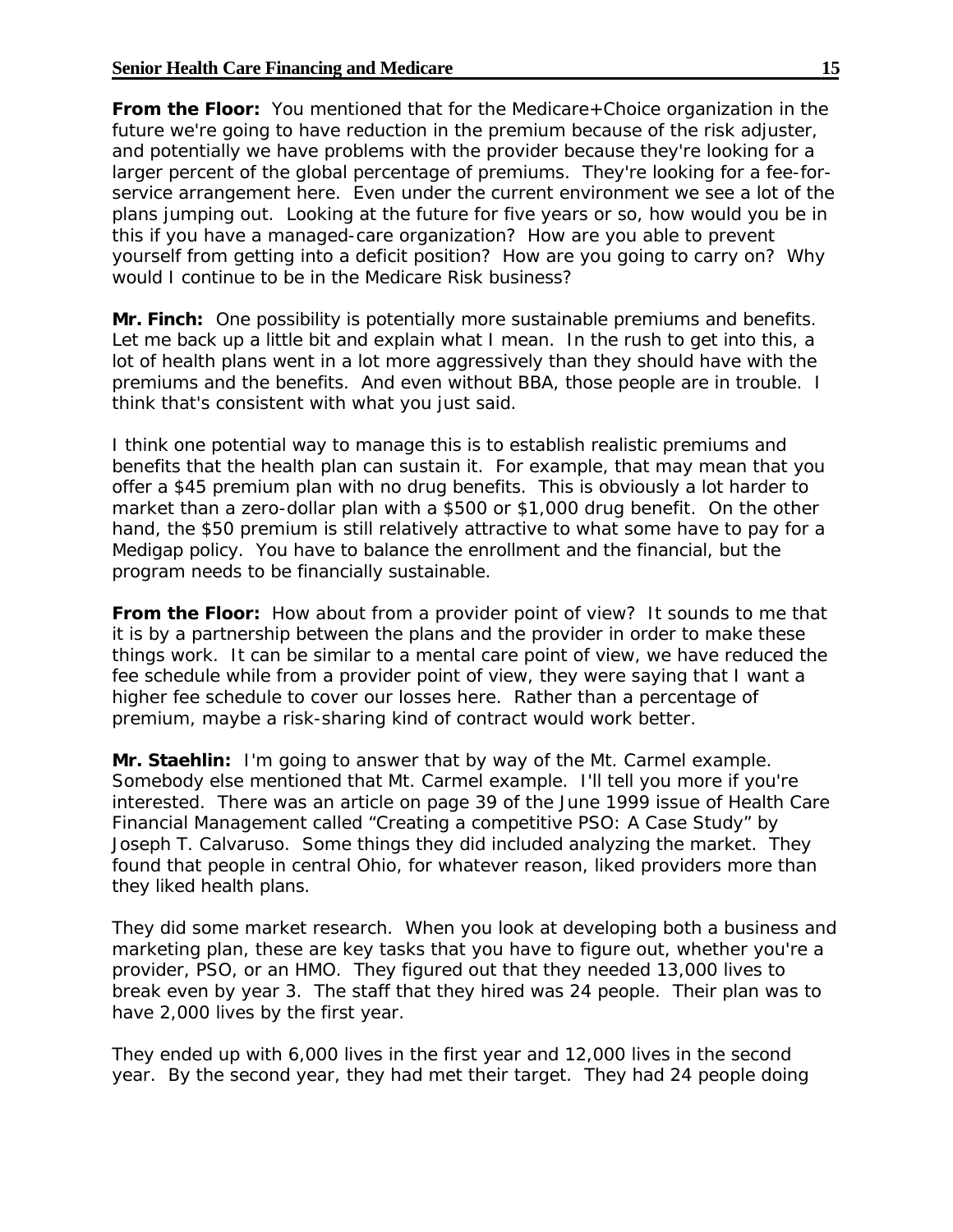**From the Floor:** You mentioned that for the Medicare+Choice organization in the future we're going to have reduction in the premium because of the risk adjuster, and potentially we have problems with the provider because they're looking for a larger percent of the global percentage of premiums. They're looking for a fee-for-service arrangement here. Even under the current environment we see a lot of the plans jumping out. Looking at the future for five years or so, how would you be in this if you have a managed-care organization? How are you able to prevent yourself from getting into a deficit position? How are you going to carry on? Why would I continue to be in the Medicare Risk business?

**Mr. Finch:** One possibility is potentially more sustainable premiums and benefits. Let me back up a little bit and explain what I mean. In the rush to get into this, a lot of health plans went in a lot more aggressively than they should have with the premiums and the benefits. And even without BBA, those people are in trouble. I think that's consistent with what you just said.

I think one potential way to manage this is to establish realistic premiums and benefits that the health plan can sustain it. For example, that may mean that you offer a $45 premium plan with no drug benefits. This is obviously a lot harder to market than a zero-dollar plan with a $500 or $1,000 drug benefit. On the other hand, the $50 premium is still relatively attractive to what some have to pay for a Medigap policy. You have to balance the enrollment and the financial, but the program needs to be financially sustainable.

**From the Floor:** How about from a provider point of view? It sounds to me that it is by a partnership between the plans and the provider in order to make these things work. It can be similar to a mental care point of view, we have reduced the fee schedule while from a provider point of view, they were saying that I want a higher fee schedule to cover our losses here. Rather than a percentage of premium, maybe a risk-sharing kind of contract would work better.

**Mr. Staehlin:** I'm going to answer that by way of the Mt. Carmel example. Somebody else mentioned that Mt. Carmel example. I'll tell you more if you're interested. There was an article on page 39 of the June 1999 issue of Health Care Financial Management called "Creating a competitive PSO: A Case Study" by Joseph T. Calvaruso. Some things they did included analyzing the market. They found that people in central Ohio, for whatever reason, liked providers more than they liked health plans.

They did some market research. When you look at developing both a business and marketing plan, these are key tasks that you have to figure out, whether you're a provider, PSO, or an HMO. They figured out that they needed 13,000 lives to break even by year 3. The staff that they hired was 24 people. Their plan was to have 2,000 lives by the first year.

They ended up with 6,000 lives in the first year and 12,000 lives in the second year. By the second year, they had met their target. They had 24 people doing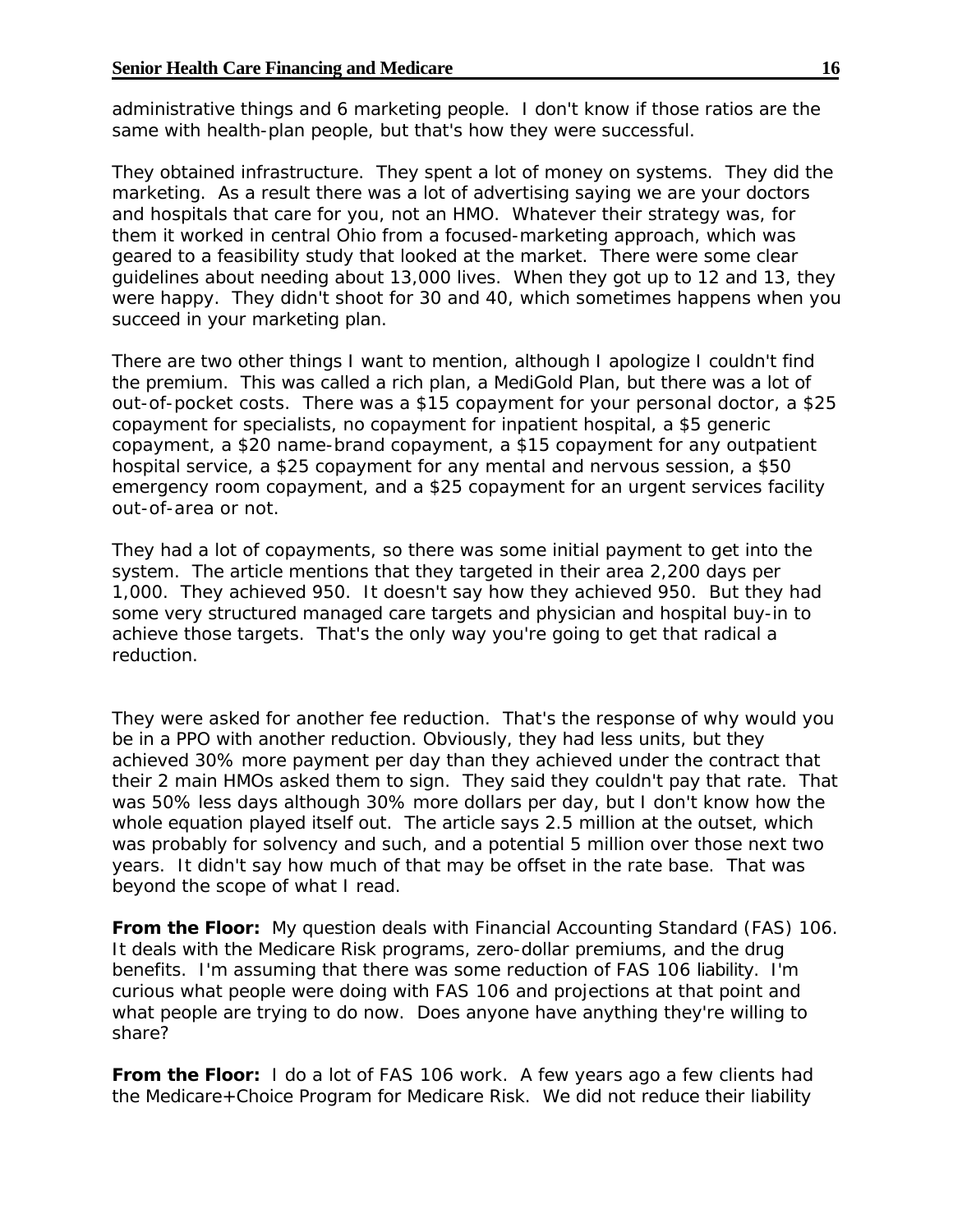administrative things and 6 marketing people. I don't know if those ratios are the same with health-plan people, but that's how they were successful.

They obtained infrastructure. They spent a lot of money on systems. They did the marketing. As a result there was a lot of advertising saying we are your doctors and hospitals that care for you, not an HMO. Whatever their strategy was, for them it worked in central Ohio from a focused-marketing approach, which was geared to a feasibility study that looked at the market. There were some clear guidelines about needing about 13,000 lives. When they got up to 12 and 13, they were happy. They didn't shoot for 30 and 40, which sometimes happens when you succeed in your marketing plan.

There are two other things I want to mention, although I apologize I couldn't find the premium. This was called a rich plan, a MediGold Plan, but there was a lot of out-of-pocket costs. There was a $15 copayment for your personal doctor, a $25 copayment for specialists, no copayment for inpatient hospital, a $5 generic copayment, a $20 name-brand copayment, a $15 copayment for any outpatient hospital service, a $25 copayment for any mental and nervous session, a $50 emergency room copayment, and a $25 copayment for an urgent services facility out-of-area or not.

They had a lot of copayments, so there was some initial payment to get into the system. The article mentions that they targeted in their area 2,200 days per 1,000. They achieved 950. It doesn't say how they achieved 950. But they had some very structured managed care targets and physician and hospital buy-in to achieve those targets. That's the only way you're going to get that radical a reduction.

They were asked for another fee reduction. That's the response of why would you be in a PPO with another reduction. Obviously, they had less units, but they achieved 30% more payment per day than they achieved under the contract that their 2 main HMOs asked them to sign. They said they couldn't pay that rate. That was 50% less days although 30% more dollars per day, but I don't know how the whole equation played itself out. The article says 2.5 million at the outset, which was probably for solvency and such, and a potential 5 million over those next two years. It didn't say how much of that may be offset in the rate base. That was beyond the scope of what I read.

**From the Floor:** My question deals with Financial Accounting Standard (FAS) 106. It deals with the Medicare Risk programs, zero-dollar premiums, and the drug benefits. I'm assuming that there was some reduction of FAS 106 liability. I'm curious what people were doing with FAS 106 and projections at that point and what people are trying to do now. Does anyone have anything they're willing to share?

**From the Floor:** I do a lot of FAS 106 work. A few years ago a few clients had the Medicare+Choice Program for Medicare Risk. We did not reduce their liability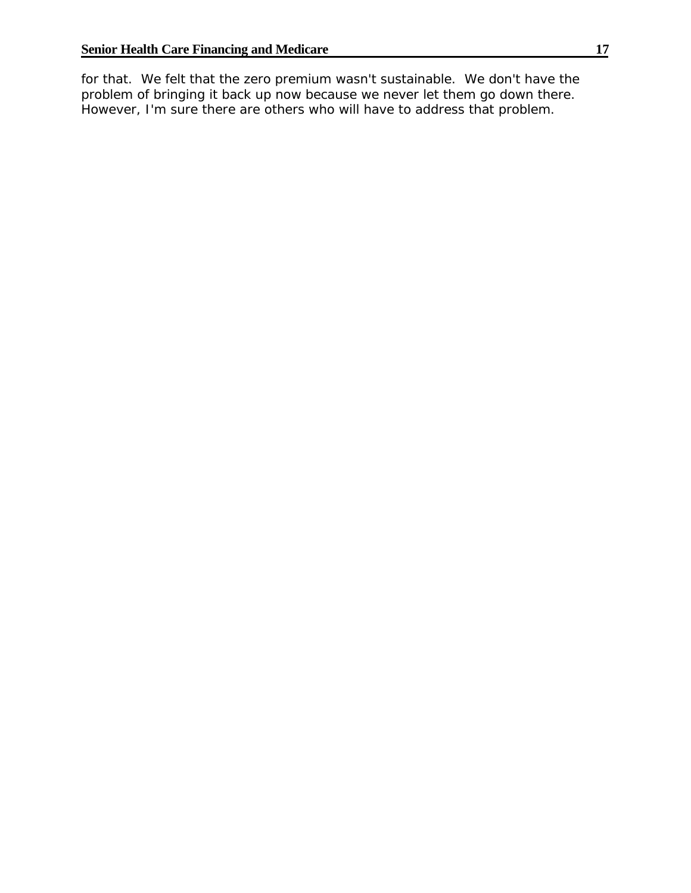for that. We felt that the zero premium wasn't sustainable. We don't have the problem of bringing it back up now because we never let them go down there. However, I'm sure there are others who will have to address that problem.